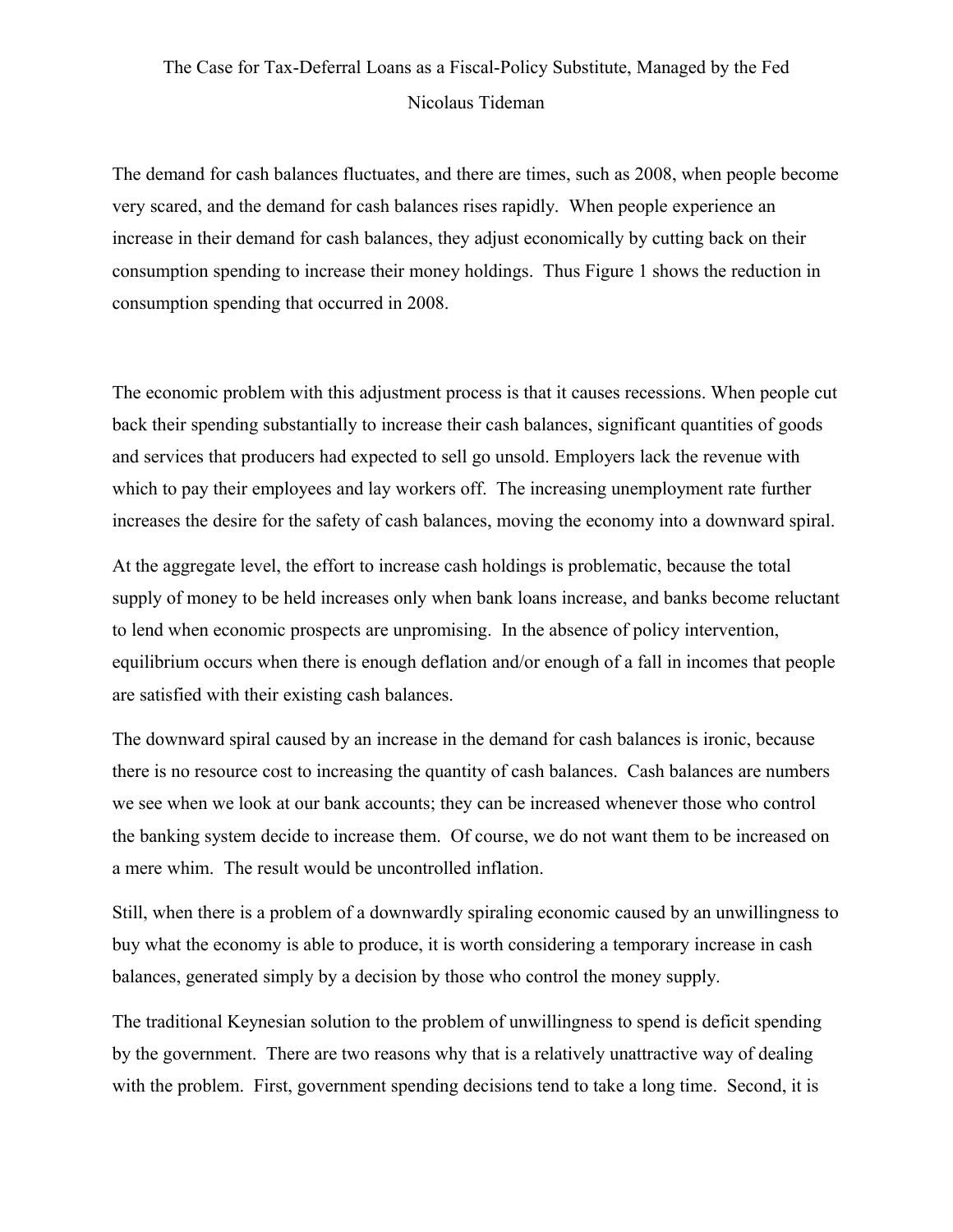# The Case for Tax-Deferral Loans as a Fiscal-Policy Substitute, Managed by the Fed

Nicolaus Tideman

The demand for cash balances fluctuates, and there are times, such as 2008, when people become very scared, and the demand for cash balances rises rapidly. When people experience an increase in their demand for cash balances, they adjust economically by cutting back on their consumption spending to increase their money holdings. Thus Figure 1 shows the reduction in consumption spending that occurred in 2008.

The economic problem with this adjustment process is that it causes recessions. When people cut back their spending substantially to increase their cash balances, significant quantities of goods and services that producers had expected to sell go unsold. Employers lack the revenue with which to pay their employees and lay workers off. The increasing unemployment rate further increases the desire for the safety of cash balances, moving the economy into a downward spiral.

At the aggregate level, the effort to increase cash holdings is problematic, because the total supply of money to be held increases only when bank loans increase, and banks become reluctant to lend when economic prospects are unpromising. In the absence of policy intervention, equilibrium occurs when there is enough deflation and/or enough of a fall in incomes that people are satisfied with their existing cash balances.

The downward spiral caused by an increase in the demand for cash balances is ironic, because there is no resource cost to increasing the quantity of cash balances. Cash balances are numbers we see when we look at our bank accounts; they can be increased whenever those who control the banking system decide to increase them. Of course, we do not want them to be increased on a mere whim. The result would be uncontrolled inflation.

Still, when there is a problem of a downwardly spiraling economic caused by an unwillingness to buy what the economy is able to produce, it is worth considering a temporary increase in cash balances, generated simply by a decision by those who control the money supply.

The traditional Keynesian solution to the problem of unwillingness to spend is deficit spending by the government. There are two reasons why that is a relatively unattractive way of dealing with the problem. First, government spending decisions tend to take a long time. Second, it is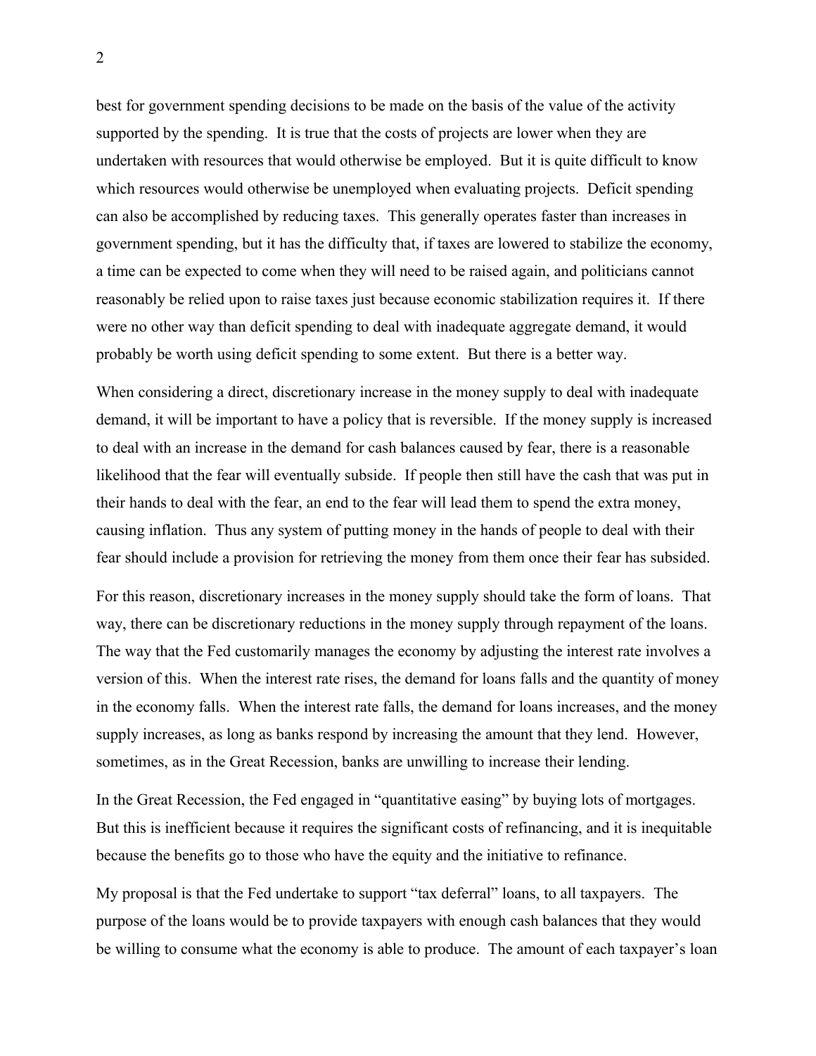best for government spending decisions to be made on the basis of the value of the activity supported by the spending. It is true that the costs of projects are lower when they are undertaken with resources that would otherwise be employed. But it is quite difficult to know which resources would otherwise be unemployed when evaluating projects. Deficit spending can also be accomplished by reducing taxes. This generally operates faster than increases in government spending, but it has the difficulty that, if taxes are lowered to stabilize the economy, a time can be expected to come when they will need to be raised again, and politicians cannot reasonably be relied upon to raise taxes just because economic stabilization requires it. If there were no other way than deficit spending to deal with inadequate aggregate demand, it would probably be worth using deficit spending to some extent. But there is a better way.

When considering a direct, discretionary increase in the money supply to deal with inadequate demand, it will be important to have a policy that is reversible. If the money supply is increased to deal with an increase in the demand for cash balances caused by fear, there is a reasonable likelihood that the fear will eventually subside. If people then still have the cash that was put in their hands to deal with the fear, an end to the fear will lead them to spend the extra money, causing inflation. Thus any system of putting money in the hands of people to deal with their fear should include a provision for retrieving the money from them once their fear has subsided.

For this reason, discretionary increases in the money supply should take the form of loans. That way, there can be discretionary reductions in the money supply through repayment of the loans. The way that the Fed customarily manages the economy by adjusting the interest rate involves a version of this. When the interest rate rises, the demand for loans falls and the quantity of money in the economy falls. When the interest rate falls, the demand for loans increases, and the money supply increases, as long as banks respond by increasing the amount that they lend. However, sometimes, as in the Great Recession, banks are unwilling to increase their lending.

In the Great Recession, the Fed engaged in "quantitative easing" by buying lots of mortgages. But this is inefficient because it requires the significant costs of refinancing, and it is inequitable because the benefits go to those who have the equity and the initiative to refinance.

My proposal is that the Fed undertake to support "tax deferral" loans, to all taxpayers. The purpose of the loans would be to provide taxpayers with enough cash balances that they would be willing to consume what the economy is able to produce. The amount of each taxpayer's loan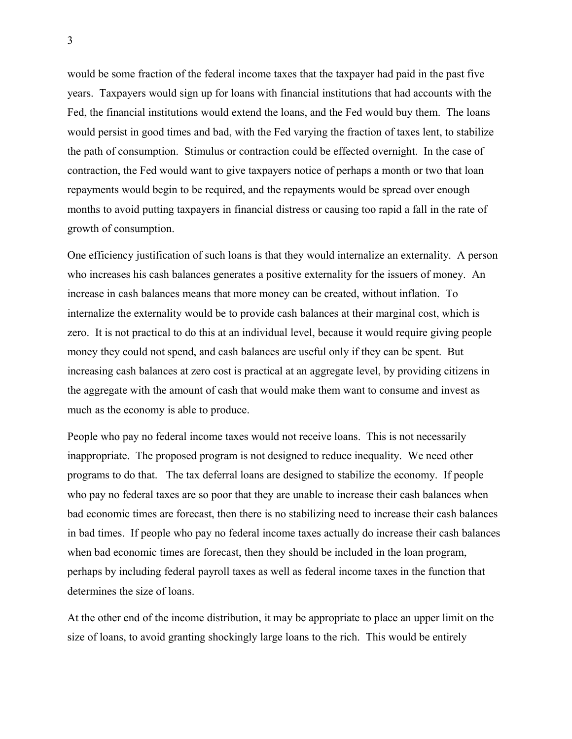would be some fraction of the federal income taxes that the taxpayer had paid in the past five years. Taxpayers would sign up for loans with financial institutions that had accounts with the Fed, the financial institutions would extend the loans, and the Fed would buy them. The loans would persist in good times and bad, with the Fed varying the fraction of taxes lent, to stabilize the path of consumption. Stimulus or contraction could be effected overnight. In the case of contraction, the Fed would want to give taxpayers notice of perhaps a month or two that loan repayments would begin to be required, and the repayments would be spread over enough months to avoid putting taxpayers in financial distress or causing too rapid a fall in the rate of growth of consumption.

One efficiency justification of such loans is that they would internalize an externality. A person who increases his cash balances generates a positive externality for the issuers of money. An increase in cash balances means that more money can be created, without inflation. To internalize the externality would be to provide cash balances at their marginal cost, which is zero. It is not practical to do this at an individual level, because it would require giving people money they could not spend, and cash balances are useful only if they can be spent. But increasing cash balances at zero cost is practical at an aggregate level, by providing citizens in the aggregate with the amount of cash that would make them want to consume and invest as much as the economy is able to produce.

People who pay no federal income taxes would not receive loans. This is not necessarily inappropriate. The proposed program is not designed to reduce inequality. We need other programs to do that. The tax deferral loans are designed to stabilize the economy. If people who pay no federal taxes are so poor that they are unable to increase their cash balances when bad economic times are forecast, then there is no stabilizing need to increase their cash balances in bad times. If people who pay no federal income taxes actually do increase their cash balances when bad economic times are forecast, then they should be included in the loan program, perhaps by including federal payroll taxes as well as federal income taxes in the function that determines the size of loans.

At the other end of the income distribution, it may be appropriate to place an upper limit on the size of loans, to avoid granting shockingly large loans to the rich. This would be entirely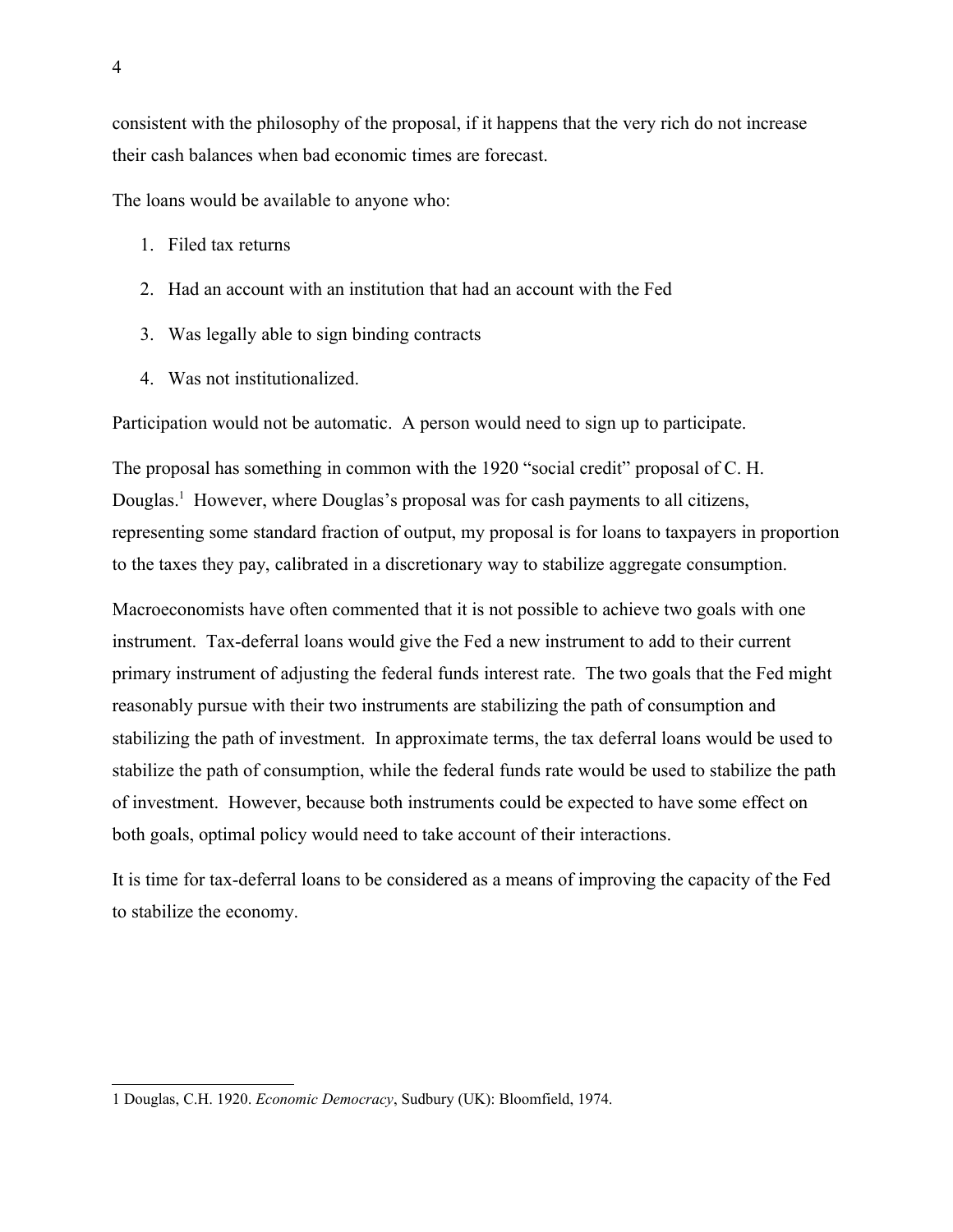consistent with the philosophy of the proposal, if it happens that the very rich do not increase their cash balances when bad economic times are forecast.

The loans would be available to anyone who:

1. Filed tax returns
2. Had an account with an institution that had an account with the Fed
3. Was legally able to sign binding contracts
4. Was not institutionalized.

Participation would not be automatic. A person would need to sign up to participate.

The proposal has something in common with the 1920 "social credit" proposal of C. H. Douglas.[1] However, where Douglas's proposal was for cash payments to all citizens, representing some standard fraction of output, my proposal is for loans to taxpayers in proportion to the taxes they pay, calibrated in a discretionary way to stabilize aggregate consumption.

Macroeconomists have often commented that it is not possible to achieve two goals with one instrument. Tax-deferral loans would give the Fed a new instrument to add to their current primary instrument of adjusting the federal funds interest rate. The two goals that the Fed might reasonably pursue with their two instruments are stabilizing the path of consumption and stabilizing the path of investment. In approximate terms, the tax deferral loans would be used to stabilize the path of consumption, while the federal funds rate would be used to stabilize the path of investment. However, because both instruments could be expected to have some effect on both goals, optimal policy would need to take account of their interactions.

It is time for tax-deferral loans to be considered as a means of improving the capacity of the Fed to stabilize the economy.

---

1 Douglas, C.H. 1920. *Economic Democracy*, Sudbury (UK): Bloomfield, 1974.